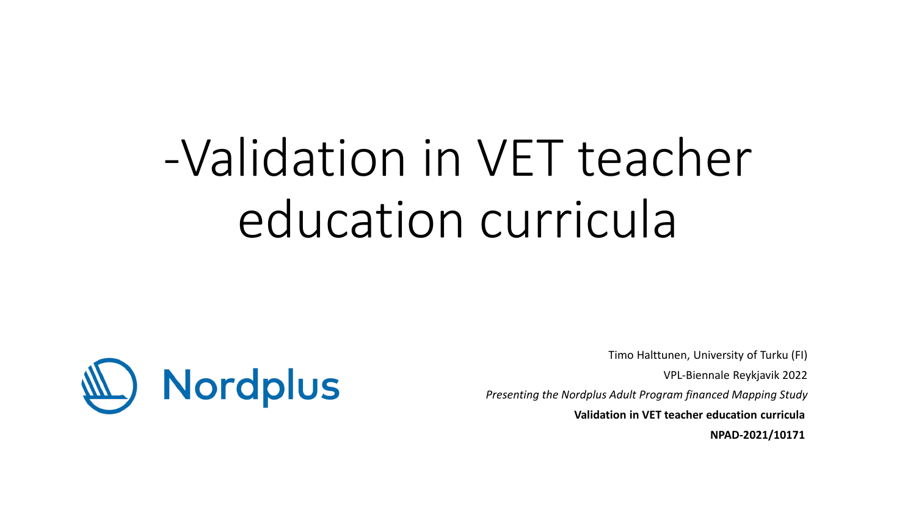# -Validation in VET teacher education curricula

Nordplus

Timo Halttunen, University of Turku (FI)

VPL-Biennale Reykjavik 2022

*Presenting the Nordplus Adult Program financed Mapping Study*

**Validation in VET teacher education curricula**

**NPAD-2021/10171**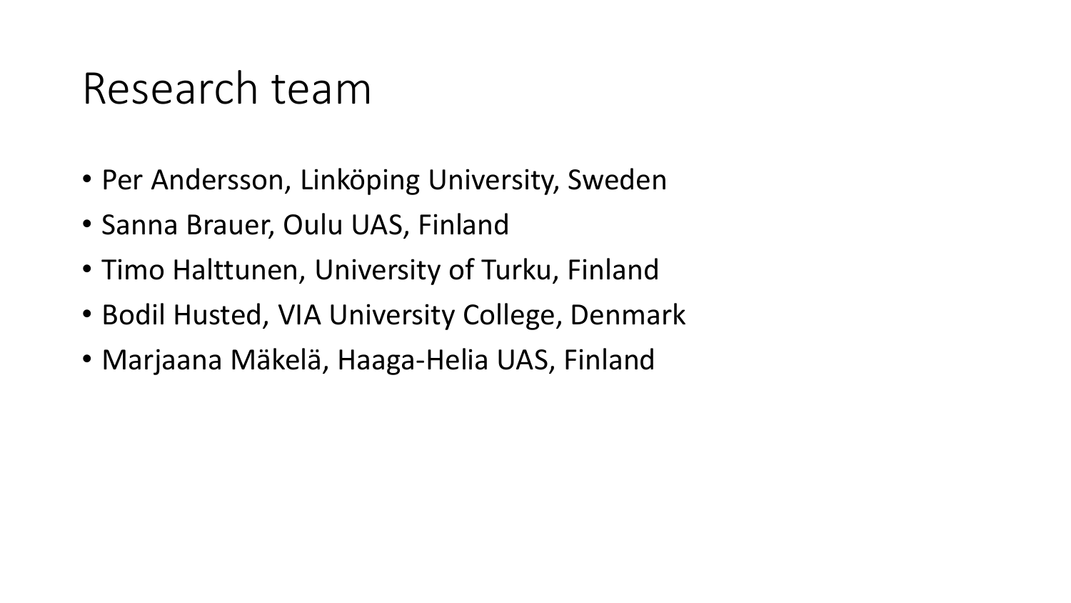# Research team

- Per Andersson, Linköping University, Sweden
- Sanna Brauer, Oulu UAS, Finland
- Timo Halttunen, University of Turku, Finland
- Bodil Husted, VIA University College, Denmark
- Marjaana Mäkelä, Haaga-Helia UAS, Finland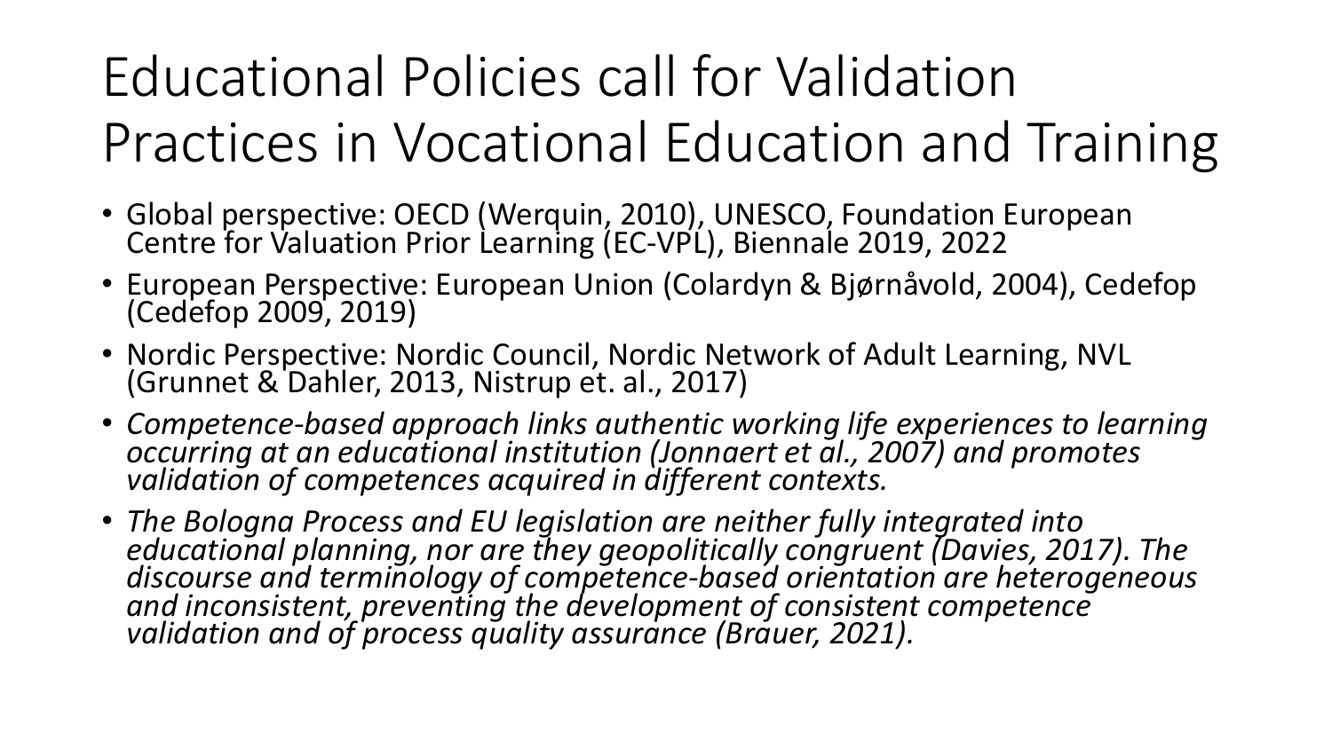# Educational Policies call for Validation Practices in Vocational Education and Training

- Global perspective: OECD (Werquin, 2010), UNESCO, Foundation European Centre for Valuation Prior Learning (EC-VPL), Biennale 2019, 2022
- European Perspective: European Union (Colardyn & Bjørnåvold, 2004), Cedefop (Cedefop 2009, 2019)
- Nordic Perspective: Nordic Council, Nordic Network of Adult Learning, NVL (Grunnet & Dahler, 2013, Nistrup et. al., 2017)
- *Competence-based approach links authentic working life experiences to learning occurring at an educational institution (Jonnaert et al., 2007) and promotes validation of competences acquired in different contexts.*
- *The Bologna Process and EU legislation are neither fully integrated into educational planning, nor are they geopolitically congruent (Davies, 2017). The discourse and terminology of competence-based orientation are heterogeneous and inconsistent, preventing the development of consistent competence validation and of process quality assurance (Brauer, 2021).*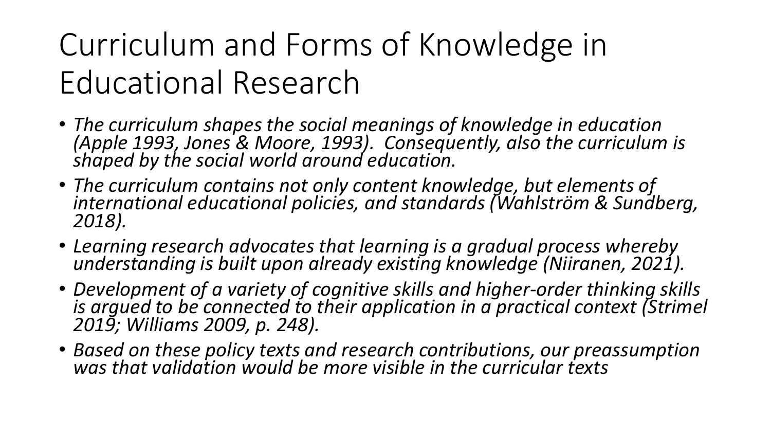# Curriculum and Forms of Knowledge in Educational Research

- *The curriculum shapes the social meanings of knowledge in education (Apple 1993, Jones & Moore, 1993). Consequently, also the curriculum is shaped by the social world around education.*
- *The curriculum contains not only content knowledge, but elements of international educational policies, and standards (Wahlström & Sundberg, 2018).*
- *Learning research advocates that learning is a gradual process whereby understanding is built upon already existing knowledge (Niiranen, 2021).*
- *Development of a variety of cognitive skills and higher-order thinking skills is argued to be connected to their application in a practical context (Strimel 2019; Williams 2009, p. 248).*
- *Based on these policy texts and research contributions, our preassumption was that validation would be more visible in the curricular texts*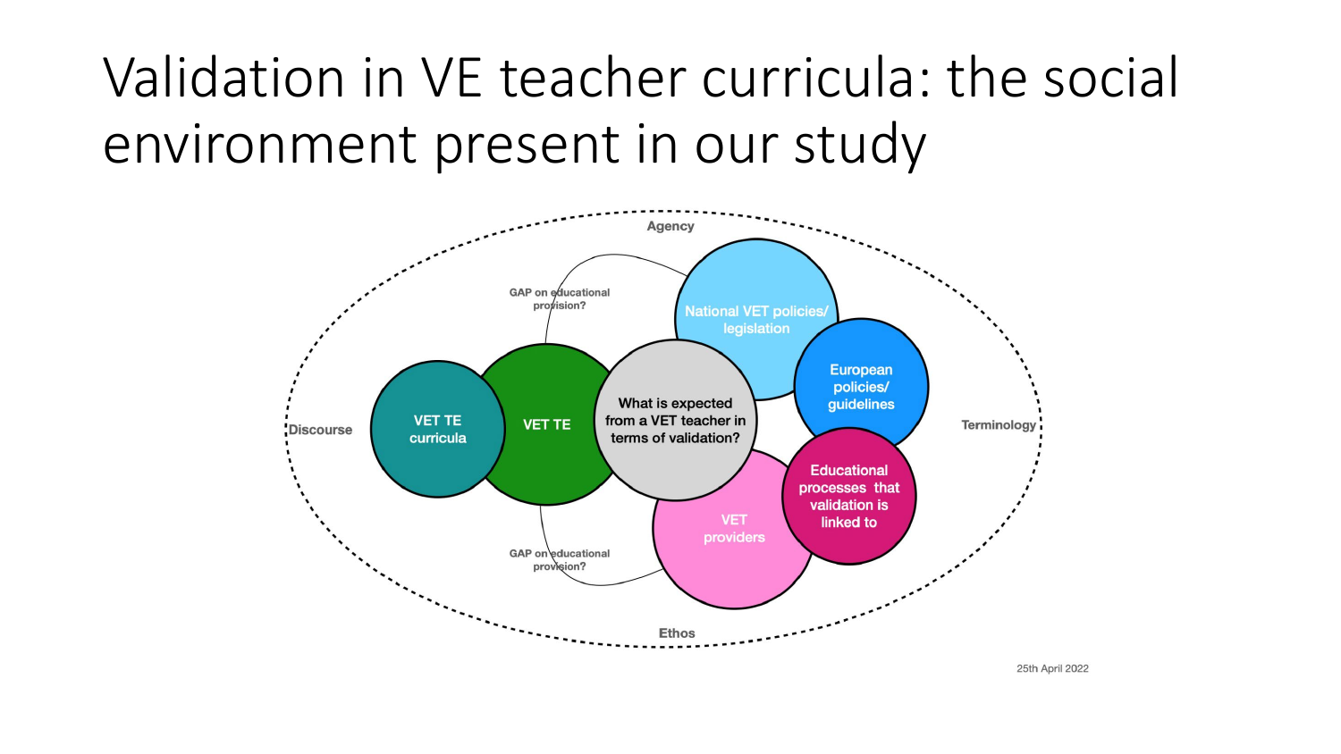# Validation in VE teacher curricula: the social environment present in our study

Agency

GAP on educational provision?

National VET policies/ legislation

European policies/ guidelines

Discourse

VET TE curricula

VET TE

What is expected from a VET teacher in terms of validation?

Terminology

Educational processes that validation is linked to

VET providers

GAP on educational provision?

Ethos

25th April 2022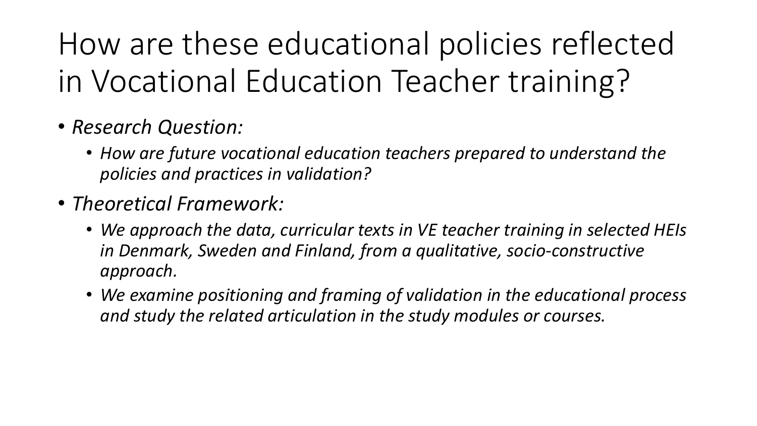# How are these educational policies reflected in Vocational Education Teacher training?

- *Research Question:*
  - *How are future vocational education teachers prepared to understand the policies and practices in validation?*
- *Theoretical Framework:*
  - *We approach the data, curricular texts in VE teacher training in selected HEIs in Denmark, Sweden and Finland, from a qualitative, socio-constructive approach.*
  - *We examine positioning and framing of validation in the educational process and study the related articulation in the study modules or courses.*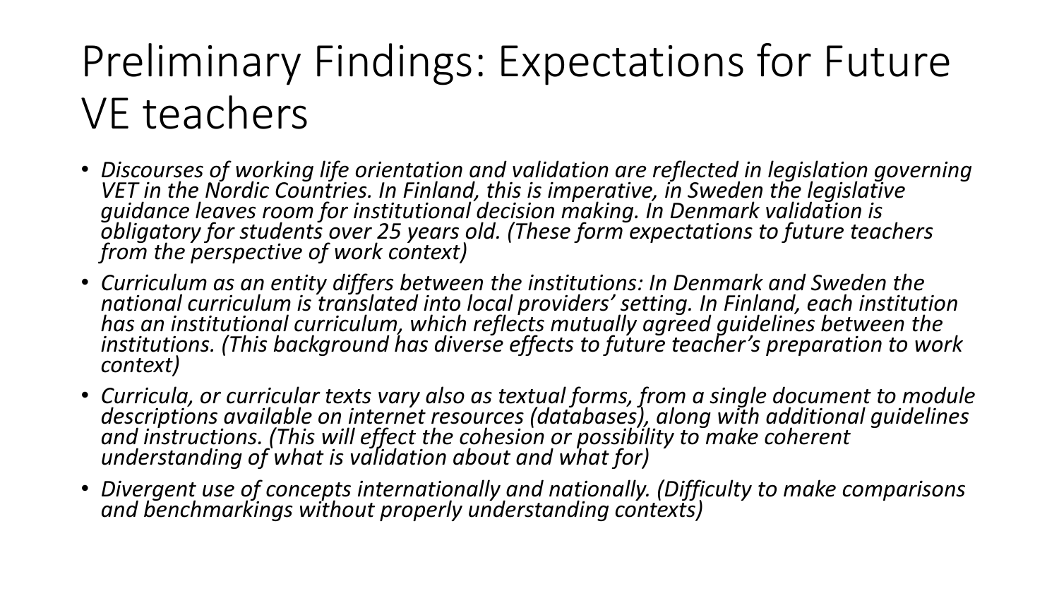# Preliminary Findings: Expectations for Future VE teachers

- *Discourses of working life orientation and validation are reflected in legislation governing VET in the Nordic Countries. In Finland, this is imperative, in Sweden the legislative guidance leaves room for institutional decision making. In Denmark validation is obligatory for students over 25 years old. (These form expectations to future teachers from the perspective of work context)*
- *Curriculum as an entity differs between the institutions: In Denmark and Sweden the national curriculum is translated into local providers' setting. In Finland, each institution has an institutional curriculum, which reflects mutually agreed guidelines between the institutions. (This background has diverse effects to future teacher's preparation to work context)*
- *Curricula, or curricular texts vary also as textual forms, from a single document to module descriptions available on internet resources (databases), along with additional guidelines and instructions. (This will effect the cohesion or possibility to make coherent understanding of what is validation about and what for)*
- *Divergent use of concepts internationally and nationally. (Difficulty to make comparisons and benchmarkings without properly understanding contexts)*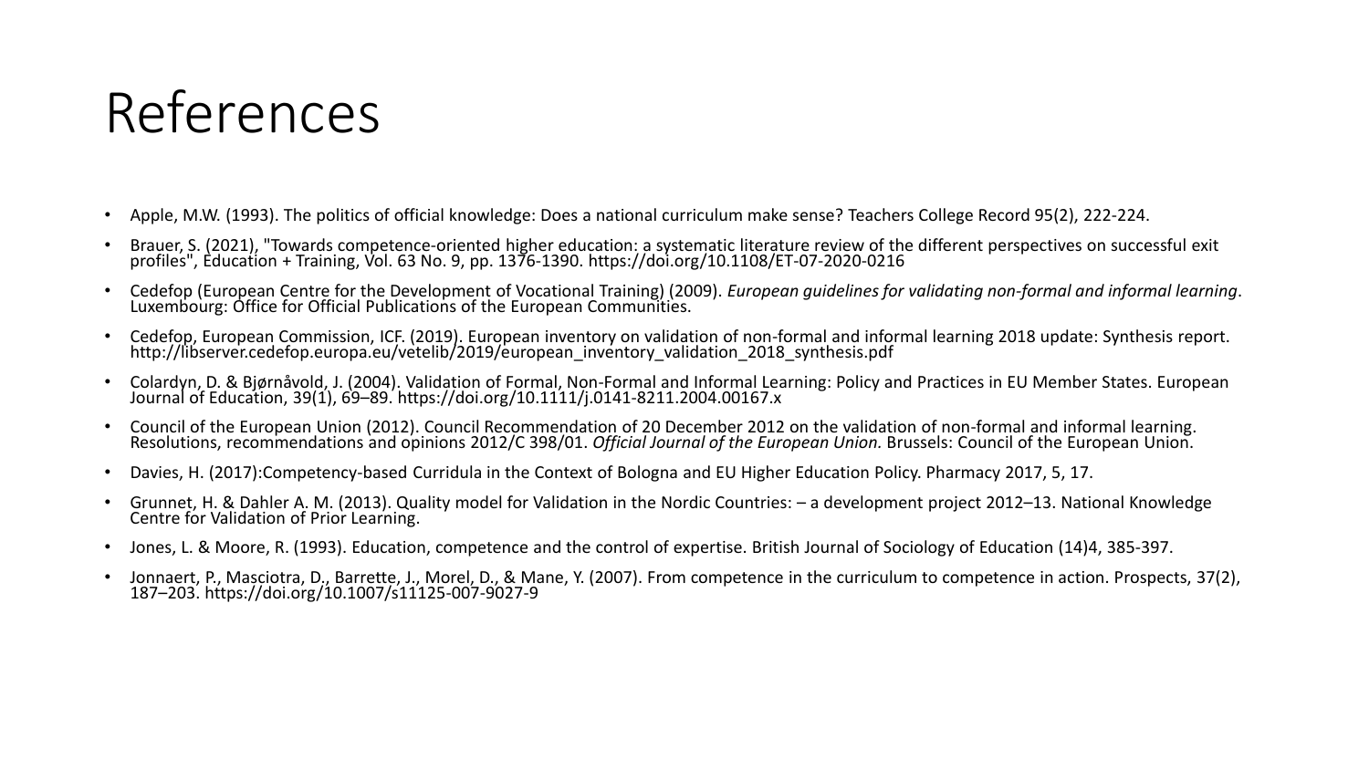# References

- Apple, M.W. (1993). The politics of official knowledge: Does a national curriculum make sense? Teachers College Record 95(2), 222-224.
- Brauer, S. (2021), "Towards competence-oriented higher education: a systematic literature review of the different perspectives on successful exit profiles", Education + Training, Vol. 63 No. 9, pp. 1376-1390. https://doi.org/10.1108/ET-07-2020-0216
- Cedefop (European Centre for the Development of Vocational Training) (2009). *European guidelines for validating non-formal and informal learning*. Luxembourg: Office for Official Publications of the European Communities.
- Cedefop, European Commission, ICF. (2019). European inventory on validation of non-formal and informal learning 2018 update: Synthesis report. http://libserver.cedefop.europa.eu/vetelib/2019/european_inventory_validation_2018_synthesis.pdf
- Colardyn, D. & Bjørnåvold, J. (2004). Validation of Formal, Non-Formal and Informal Learning: Policy and Practices in EU Member States. European Journal of Education, 39(1), 69–89. https://doi.org/10.1111/j.0141-8211.2004.00167.x
- Council of the European Union (2012). Council Recommendation of 20 December 2012 on the validation of non-formal and informal learning. Resolutions, recommendations and opinions 2012/C 398/01. *Official Journal of the European Union.* Brussels: Council of the European Union.
- Davies, H. (2017):Competency-based Curridula in the Context of Bologna and EU Higher Education Policy. Pharmacy 2017, 5, 17.
- Grunnet, H. & Dahler A. M. (2013). Quality model for Validation in the Nordic Countries: – a development project 2012–13. National Knowledge Centre for Validation of Prior Learning.
- Jones, L. & Moore, R. (1993). Education, competence and the control of expertise. British Journal of Sociology of Education (14)4, 385-397.
- Jonnaert, P., Masciotra, D., Barrette, J., Morel, D., & Mane, Y. (2007). From competence in the curriculum to competence in action. Prospects, 37(2), 187–203. https://doi.org/10.1007/s11125-007-9027-9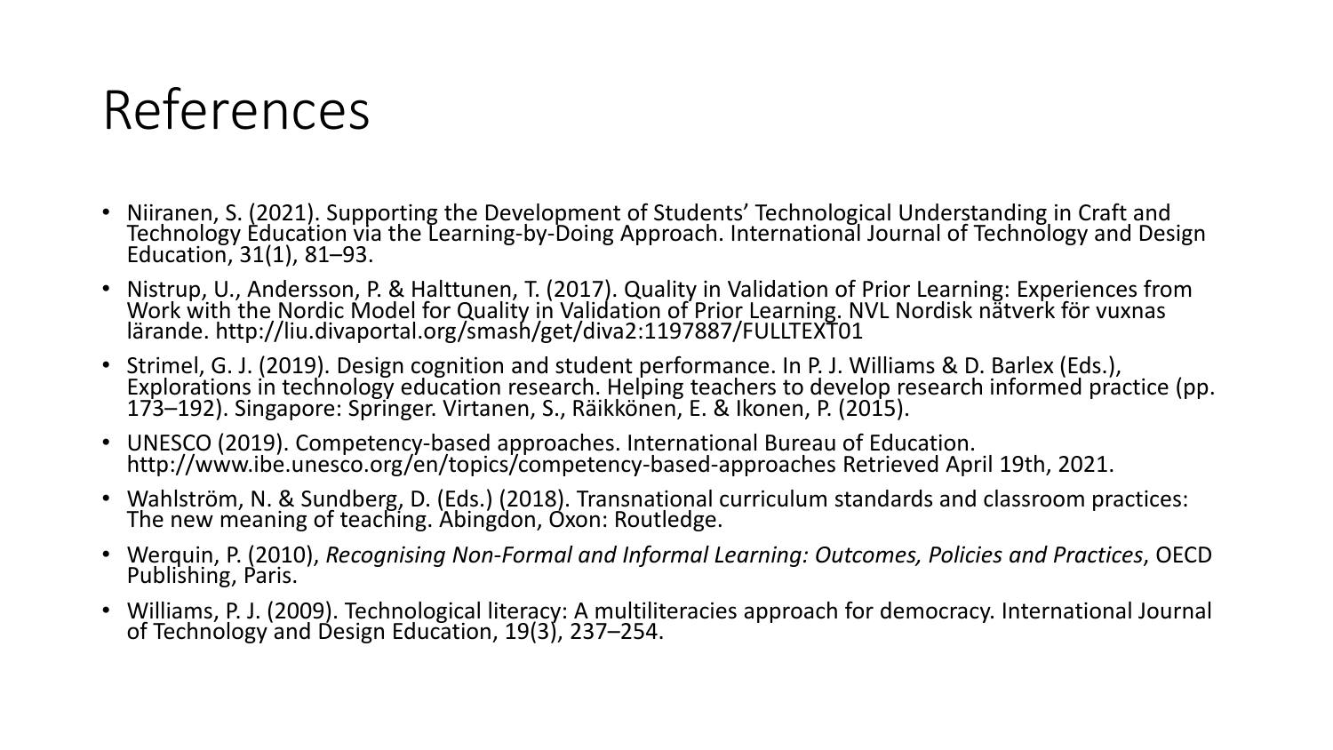# References

- Niiranen, S. (2021). Supporting the Development of Students' Technological Understanding in Craft and Technology Education via the Learning-by-Doing Approach. International Journal of Technology and Design Education, 31(1), 81–93.
- Nistrup, U., Andersson, P. & Halttunen, T. (2017). Quality in Validation of Prior Learning: Experiences from Work with the Nordic Model for Quality in Validation of Prior Learning. NVL Nordisk nätverk för vuxnas lärande. http://liu.divaportal.org/smash/get/diva2:1197887/FULLTEXT01
- Strimel, G. J. (2019). Design cognition and student performance. In P. J. Williams & D. Barlex (Eds.), Explorations in technology education research. Helping teachers to develop research informed practice (pp. 173–192). Singapore: Springer. Virtanen, S., Räikkönen, E. & Ikonen, P. (2015).
- UNESCO (2019). Competency-based approaches. International Bureau of Education. http://www.ibe.unesco.org/en/topics/competency-based-approaches Retrieved April 19th, 2021.
- Wahlström, N. & Sundberg, D. (Eds.) (2018). Transnational curriculum standards and classroom practices: The new meaning of teaching. Abingdon, Oxon: Routledge.
- Werquin, P. (2010), *Recognising Non-Formal and Informal Learning: Outcomes, Policies and Practices*, OECD Publishing, Paris.
- Williams, P. J. (2009). Technological literacy: A multiliteracies approach for democracy. International Journal of Technology and Design Education, 19(3), 237–254.